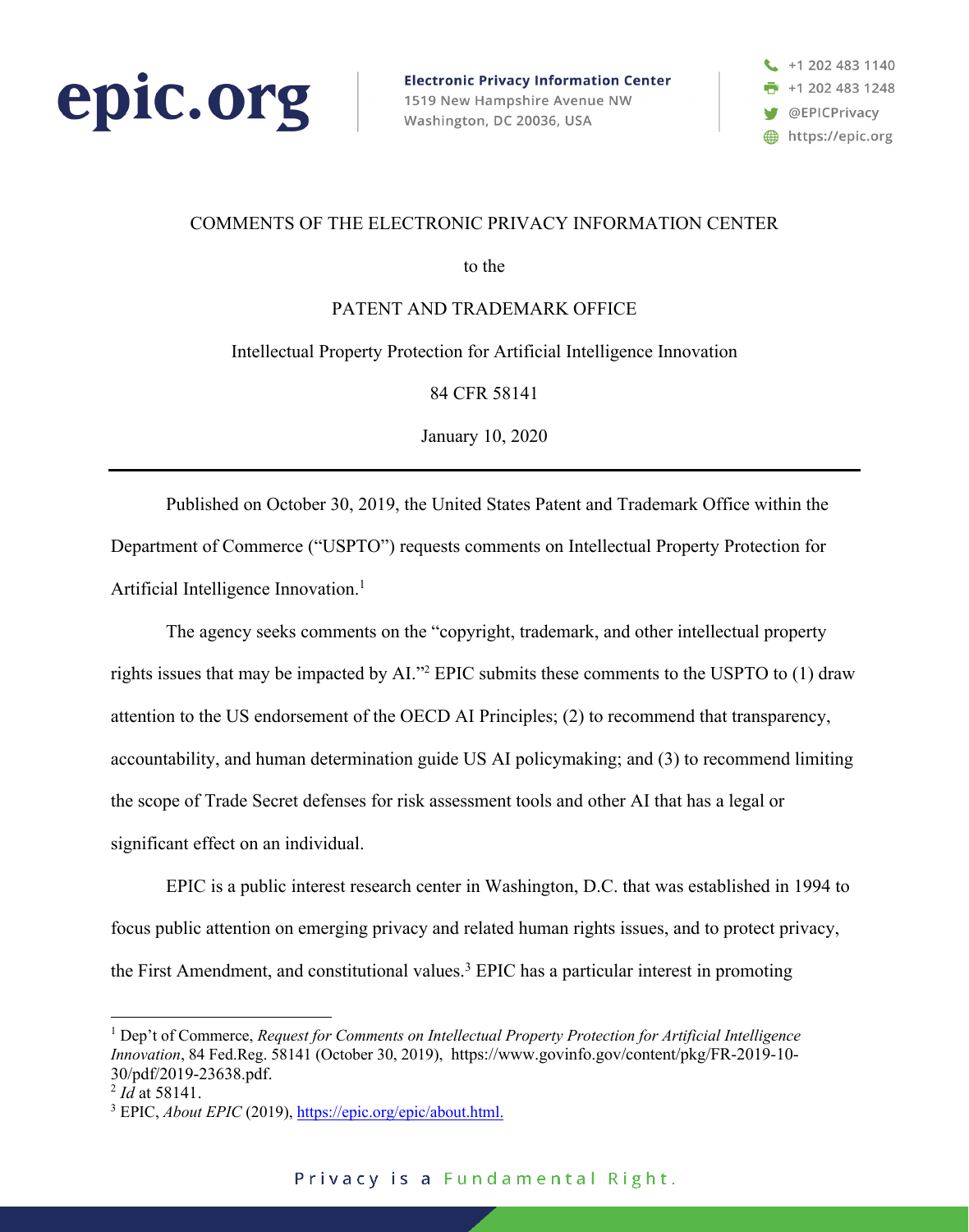epic.org

**Electronic Privacy Information Center**
1519 New Hampshire Avenue NW
Washington, DC 20036, USA

+1 202 483 1140
+1 202 483 1248
@EPICPrivacy
https://epic.org

COMMENTS OF THE ELECTRONIC PRIVACY INFORMATION CENTER

to the

PATENT AND TRADEMARK OFFICE

Intellectual Property Protection for Artificial Intelligence Innovation

84 CFR 58141

January 10, 2020

---

Published on October 30, 2019, the United States Patent and Trademark Office within the Department of Commerce ("USPTO") requests comments on Intellectual Property Protection for Artificial Intelligence Innovation.[1]

The agency seeks comments on the "copyright, trademark, and other intellectual property rights issues that may be impacted by AI."[2] EPIC submits these comments to the USPTO to (1) draw attention to the US endorsement of the OECD AI Principles; (2) to recommend that transparency, accountability, and human determination guide US AI policymaking; and (3) to recommend limiting the scope of Trade Secret defenses for risk assessment tools and other AI that has a legal or significant effect on an individual.

EPIC is a public interest research center in Washington, D.C. that was established in 1994 to focus public attention on emerging privacy and related human rights issues, and to protect privacy, the First Amendment, and constitutional values.[3] EPIC has a particular interest in promoting

---

[1] Dep't of Commerce, *Request for Comments on Intellectual Property Protection for Artificial Intelligence Innovation*, 84 Fed.Reg. 58141 (October 30, 2019), https://www.govinfo.gov/content/pkg/FR-2019-10-30/pdf/2019-23638.pdf.

[2] *Id* at 58141.

[3] EPIC, *About EPIC* (2019), https://epic.org/epic/about.html.

Privacy is a Fundamental Right.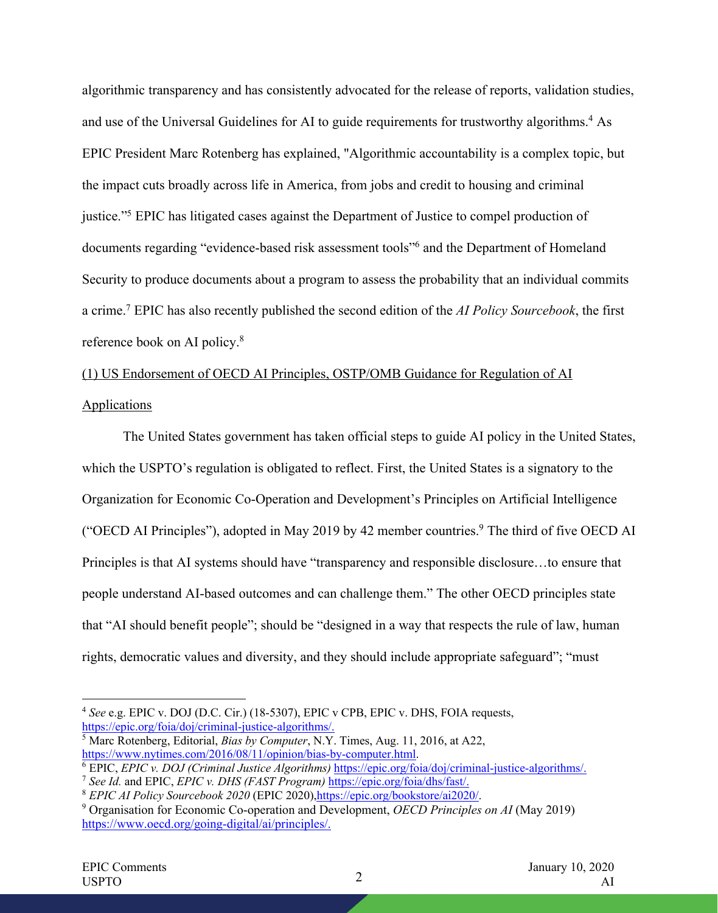algorithmic transparency and has consistently advocated for the release of reports, validation studies, and use of the Universal Guidelines for AI to guide requirements for trustworthy algorithms.[4] As EPIC President Marc Rotenberg has explained, "Algorithmic accountability is a complex topic, but the impact cuts broadly across life in America, from jobs and credit to housing and criminal justice."[5] EPIC has litigated cases against the Department of Justice to compel production of documents regarding "evidence-based risk assessment tools"[6] and the Department of Homeland Security to produce documents about a program to assess the probability that an individual commits a crime.[7] EPIC has also recently published the second edition of the *AI Policy Sourcebook*, the first reference book on AI policy.[8]

<u>(1) US Endorsement of OECD AI Principles, OSTP/OMB Guidance for Regulation of AI Applications</u>

The United States government has taken official steps to guide AI policy in the United States, which the USPTO's regulation is obligated to reflect. First, the United States is a signatory to the Organization for Economic Co-Operation and Development's Principles on Artificial Intelligence ("OECD AI Principles"), adopted in May 2019 by 42 member countries.[9] The third of five OECD AI Principles is that AI systems should have "transparency and responsible disclosure…to ensure that people understand AI-based outcomes and can challenge them." The other OECD principles state that "AI should benefit people"; should be "designed in a way that respects the rule of law, human rights, democratic values and diversity, and they should include appropriate safeguard"; "must

---

[4] *See* e.g. EPIC v. DOJ (D.C. Cir.) (18-5307), EPIC v CPB, EPIC v. DHS, FOIA requests, https://epic.org/foia/doj/criminal-justice-algorithms/.

[5] Marc Rotenberg, Editorial, *Bias by Computer*, N.Y. Times, Aug. 11, 2016, at A22, https://www.nytimes.com/2016/08/11/opinion/bias-by-computer.html.

[6] EPIC, *EPIC v. DOJ (Criminal Justice Algorithms)* https://epic.org/foia/doj/criminal-justice-algorithms/.

[7] *See Id.* and EPIC, *EPIC v. DHS (FAST Program)* https://epic.org/foia/dhs/fast/.

[8] *EPIC AI Policy Sourcebook 2020* (EPIC 2020), https://epic.org/bookstore/ai2020/.

[9] Organisation for Economic Co-operation and Development, *OECD Principles on AI* (May 2019) https://www.oecd.org/going-digital/ai/principles/.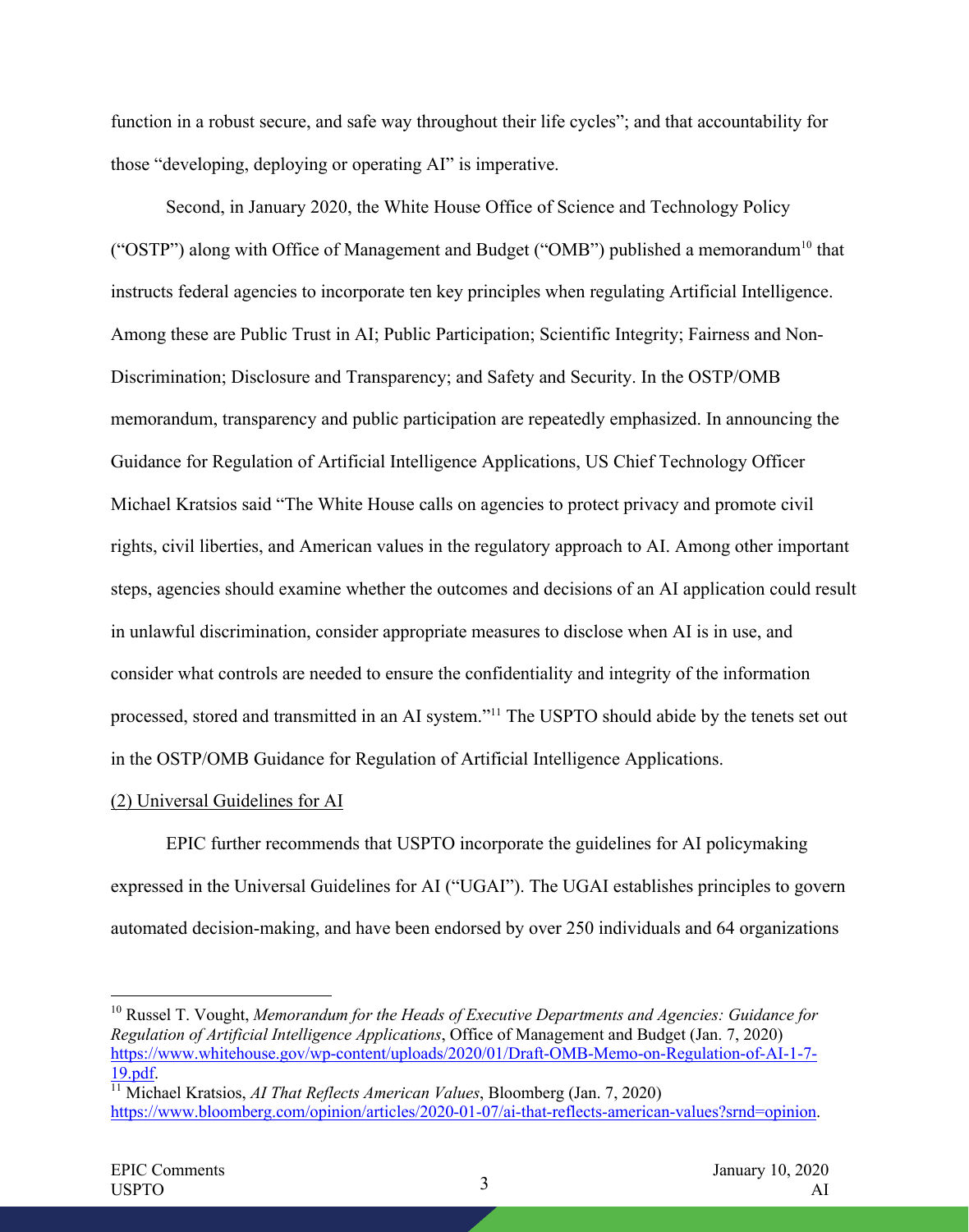function in a robust secure, and safe way throughout their life cycles"; and that accountability for those "developing, deploying or operating AI" is imperative.

Second, in January 2020, the White House Office of Science and Technology Policy ("OSTP") along with Office of Management and Budget ("OMB") published a memorandum[10] that instructs federal agencies to incorporate ten key principles when regulating Artificial Intelligence. Among these are Public Trust in AI; Public Participation; Scientific Integrity; Fairness and Non-Discrimination; Disclosure and Transparency; and Safety and Security. In the OSTP/OMB memorandum, transparency and public participation are repeatedly emphasized. In announcing the Guidance for Regulation of Artificial Intelligence Applications, US Chief Technology Officer Michael Kratsios said "The White House calls on agencies to protect privacy and promote civil rights, civil liberties, and American values in the regulatory approach to AI. Among other important steps, agencies should examine whether the outcomes and decisions of an AI application could result in unlawful discrimination, consider appropriate measures to disclose when AI is in use, and consider what controls are needed to ensure the confidentiality and integrity of the information processed, stored and transmitted in an AI system."[11] The USPTO should abide by the tenets set out in the OSTP/OMB Guidance for Regulation of Artificial Intelligence Applications.

<u>(2) Universal Guidelines for AI</u>

EPIC further recommends that USPTO incorporate the guidelines for AI policymaking expressed in the Universal Guidelines for AI ("UGAI"). The UGAI establishes principles to govern automated decision-making, and have been endorsed by over 250 individuals and 64 organizations

---

[10] Russel T. Vought, *Memorandum for the Heads of Executive Departments and Agencies: Guidance for Regulation of Artificial Intelligence Applications*, Office of Management and Budget (Jan. 7, 2020) https://www.whitehouse.gov/wp-content/uploads/2020/01/Draft-OMB-Memo-on-Regulation-of-AI-1-7-19.pdf.

[11] Michael Kratsios, *AI That Reflects American Values*, Bloomberg (Jan. 7, 2020) https://www.bloomberg.com/opinion/articles/2020-01-07/ai-that-reflects-american-values?srnd=opinion.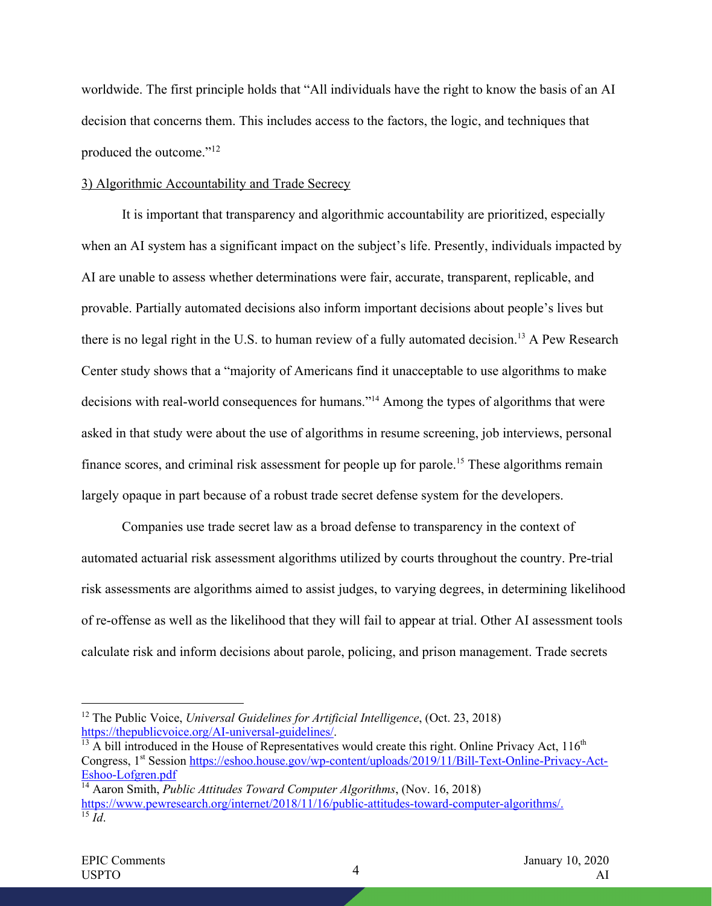worldwide. The first principle holds that "All individuals have the right to know the basis of an AI decision that concerns them. This includes access to the factors, the logic, and techniques that produced the outcome."[12]

3) Algorithmic Accountability and Trade Secrecy

It is important that transparency and algorithmic accountability are prioritized, especially when an AI system has a significant impact on the subject's life. Presently, individuals impacted by AI are unable to assess whether determinations were fair, accurate, transparent, replicable, and provable. Partially automated decisions also inform important decisions about people's lives but there is no legal right in the U.S. to human review of a fully automated decision.[13] A Pew Research Center study shows that a "majority of Americans find it unacceptable to use algorithms to make decisions with real-world consequences for humans."[14] Among the types of algorithms that were asked in that study were about the use of algorithms in resume screening, job interviews, personal finance scores, and criminal risk assessment for people up for parole.[15] These algorithms remain largely opaque in part because of a robust trade secret defense system for the developers.

Companies use trade secret law as a broad defense to transparency in the context of automated actuarial risk assessment algorithms utilized by courts throughout the country. Pre-trial risk assessments are algorithms aimed to assist judges, to varying degrees, in determining likelihood of re-offense as well as the likelihood that they will fail to appear at trial. Other AI assessment tools calculate risk and inform decisions about parole, policing, and prison management. Trade secrets

---

[12] The Public Voice, *Universal Guidelines for Artificial Intelligence*, (Oct. 23, 2018) https://thepublicvoice.org/AI-universal-guidelines/.

[13] A bill introduced in the House of Representatives would create this right. Online Privacy Act, 116th Congress, 1st Session https://eshoo.house.gov/wp-content/uploads/2019/11/Bill-Text-Online-Privacy-Act-Eshoo-Lofgren.pdf

[14] Aaron Smith, *Public Attitudes Toward Computer Algorithms*, (Nov. 16, 2018) https://www.pewresearch.org/internet/2018/11/16/public-attitudes-toward-computer-algorithms/.

[15] *Id*.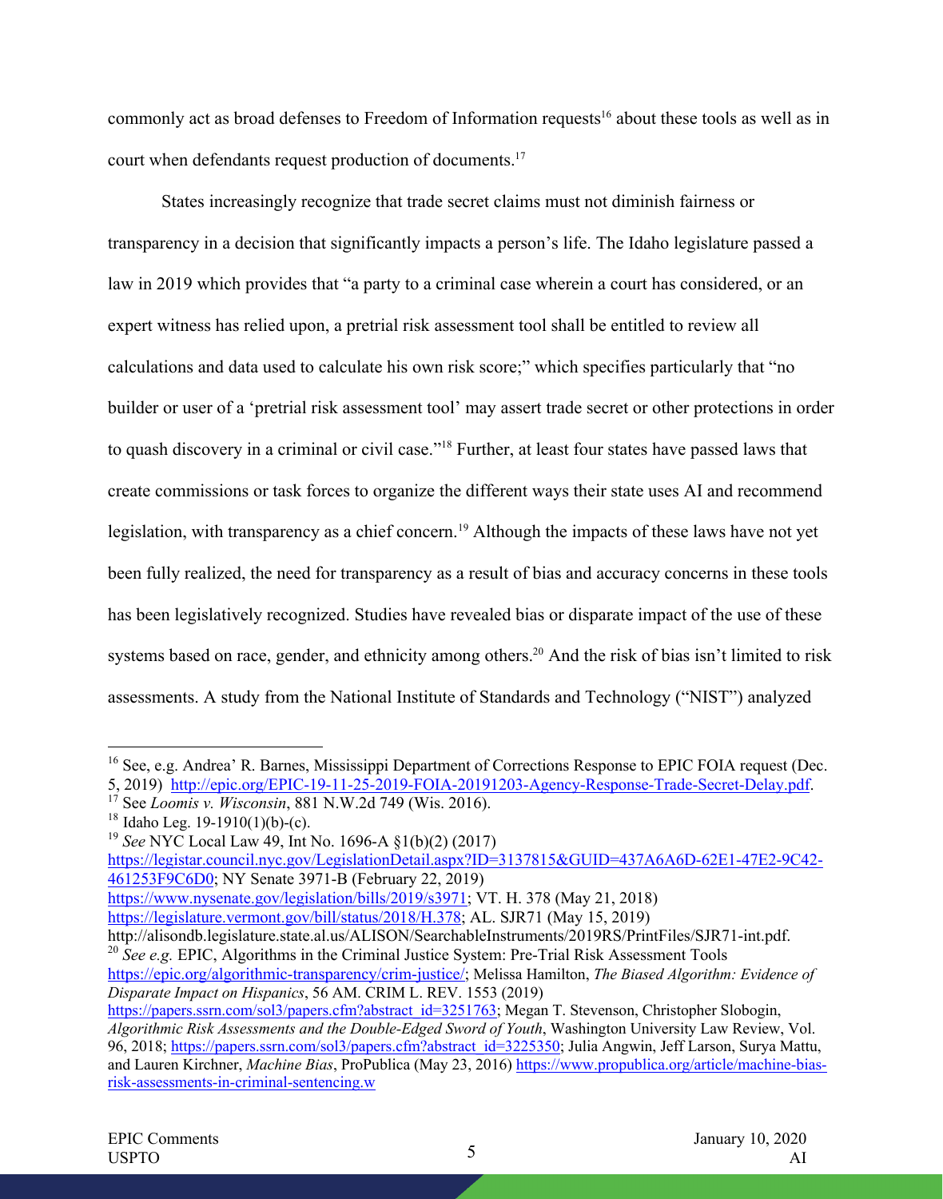commonly act as broad defenses to Freedom of Information requests[16] about these tools as well as in court when defendants request production of documents.[17]

States increasingly recognize that trade secret claims must not diminish fairness or transparency in a decision that significantly impacts a person's life. The Idaho legislature passed a law in 2019 which provides that "a party to a criminal case wherein a court has considered, or an expert witness has relied upon, a pretrial risk assessment tool shall be entitled to review all calculations and data used to calculate his own risk score;" which specifies particularly that "no builder or user of a 'pretrial risk assessment tool' may assert trade secret or other protections in order to quash discovery in a criminal or civil case."[18] Further, at least four states have passed laws that create commissions or task forces to organize the different ways their state uses AI and recommend legislation, with transparency as a chief concern.[19] Although the impacts of these laws have not yet been fully realized, the need for transparency as a result of bias and accuracy concerns in these tools has been legislatively recognized. Studies have revealed bias or disparate impact of the use of these systems based on race, gender, and ethnicity among others.[20] And the risk of bias isn't limited to risk assessments. A study from the National Institute of Standards and Technology ("NIST") analyzed

---

[16] See, e.g. Andrea' R. Barnes, Mississippi Department of Corrections Response to EPIC FOIA request (Dec. 5, 2019) http://epic.org/EPIC-19-11-25-2019-FOIA-20191203-Agency-Response-Trade-Secret-Delay.pdf.

[17] See *Loomis v. Wisconsin*, 881 N.W.2d 749 (Wis. 2016).

[18] Idaho Leg. 19-1910(1)(b)-(c).

[19] *See* NYC Local Law 49, Int No. 1696-A §1(b)(2) (2017) https://legistar.council.nyc.gov/LegislationDetail.aspx?ID=3137815&GUID=437A6A6D-62E1-47E2-9C42-461253F9C6D0; NY Senate 3971-B (February 22, 2019) https://www.nysenate.gov/legislation/bills/2019/s3971; VT. H. 378 (May 21, 2018) https://legislature.vermont.gov/bill/status/2018/H.378; AL. SJR71 (May 15, 2019) http://alisondb.legislature.state.al.us/ALISON/SearchableInstruments/2019RS/PrintFiles/SJR71-int.pdf.

[20] *See e.g.* EPIC, Algorithms in the Criminal Justice System: Pre-Trial Risk Assessment Tools https://epic.org/algorithmic-transparency/crim-justice/; Melissa Hamilton, *The Biased Algorithm: Evidence of Disparate Impact on Hispanics*, 56 AM. CRIM L. REV. 1553 (2019) https://papers.ssrn.com/sol3/papers.cfm?abstract_id=3251763; Megan T. Stevenson, Christopher Slobogin, *Algorithmic Risk Assessments and the Double-Edged Sword of Youth*, Washington University Law Review, Vol. 96, 2018; https://papers.ssrn.com/sol3/papers.cfm?abstract_id=3225350; Julia Angwin, Jeff Larson, Surya Mattu, and Lauren Kirchner, *Machine Bias*, ProPublica (May 23, 2016) https://www.propublica.org/article/machine-bias-risk-assessments-in-criminal-sentencing.w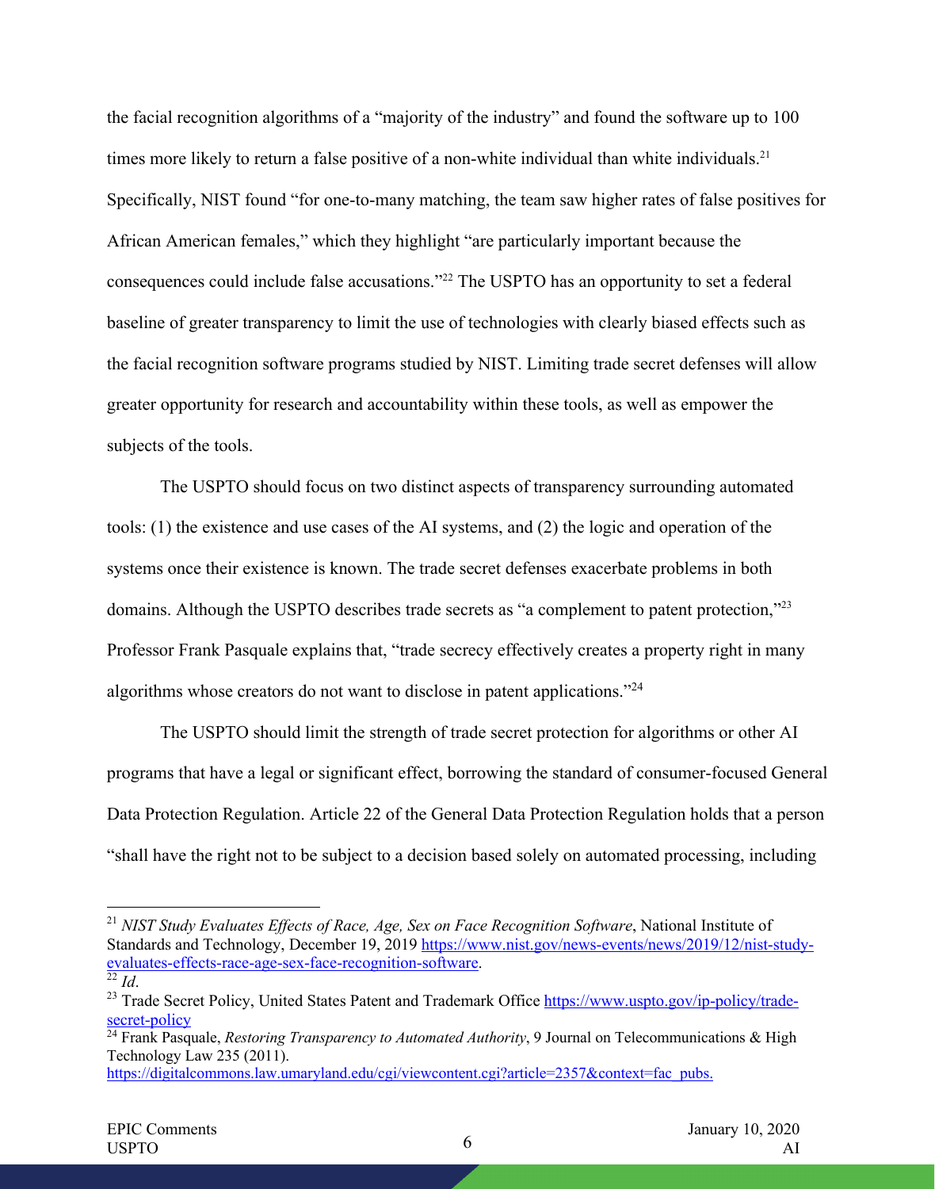the facial recognition algorithms of a "majority of the industry" and found the software up to 100 times more likely to return a false positive of a non-white individual than white individuals.[21] Specifically, NIST found "for one-to-many matching, the team saw higher rates of false positives for African American females," which they highlight "are particularly important because the consequences could include false accusations."[22] The USPTO has an opportunity to set a federal baseline of greater transparency to limit the use of technologies with clearly biased effects such as the facial recognition software programs studied by NIST. Limiting trade secret defenses will allow greater opportunity for research and accountability within these tools, as well as empower the subjects of the tools.

The USPTO should focus on two distinct aspects of transparency surrounding automated tools: (1) the existence and use cases of the AI systems, and (2) the logic and operation of the systems once their existence is known. The trade secret defenses exacerbate problems in both domains. Although the USPTO describes trade secrets as "a complement to patent protection,"[23] Professor Frank Pasquale explains that, "trade secrecy effectively creates a property right in many algorithms whose creators do not want to disclose in patent applications."[24]

The USPTO should limit the strength of trade secret protection for algorithms or other AI programs that have a legal or significant effect, borrowing the standard of consumer-focused General Data Protection Regulation. Article 22 of the General Data Protection Regulation holds that a person "shall have the right not to be subject to a decision based solely on automated processing, including

---

[21] *NIST Study Evaluates Effects of Race, Age, Sex on Face Recognition Software*, National Institute of Standards and Technology, December 19, 2019 https://www.nist.gov/news-events/news/2019/12/nist-study-evaluates-effects-race-age-sex-face-recognition-software.

[22] *Id*.

[23] Trade Secret Policy, United States Patent and Trademark Office https://www.uspto.gov/ip-policy/trade-secret-policy

[24] Frank Pasquale, *Restoring Transparency to Automated Authority*, 9 Journal on Telecommunications & High Technology Law 235 (2011). https://digitalcommons.law.umaryland.edu/cgi/viewcontent.cgi?article=2357&context=fac_pubs.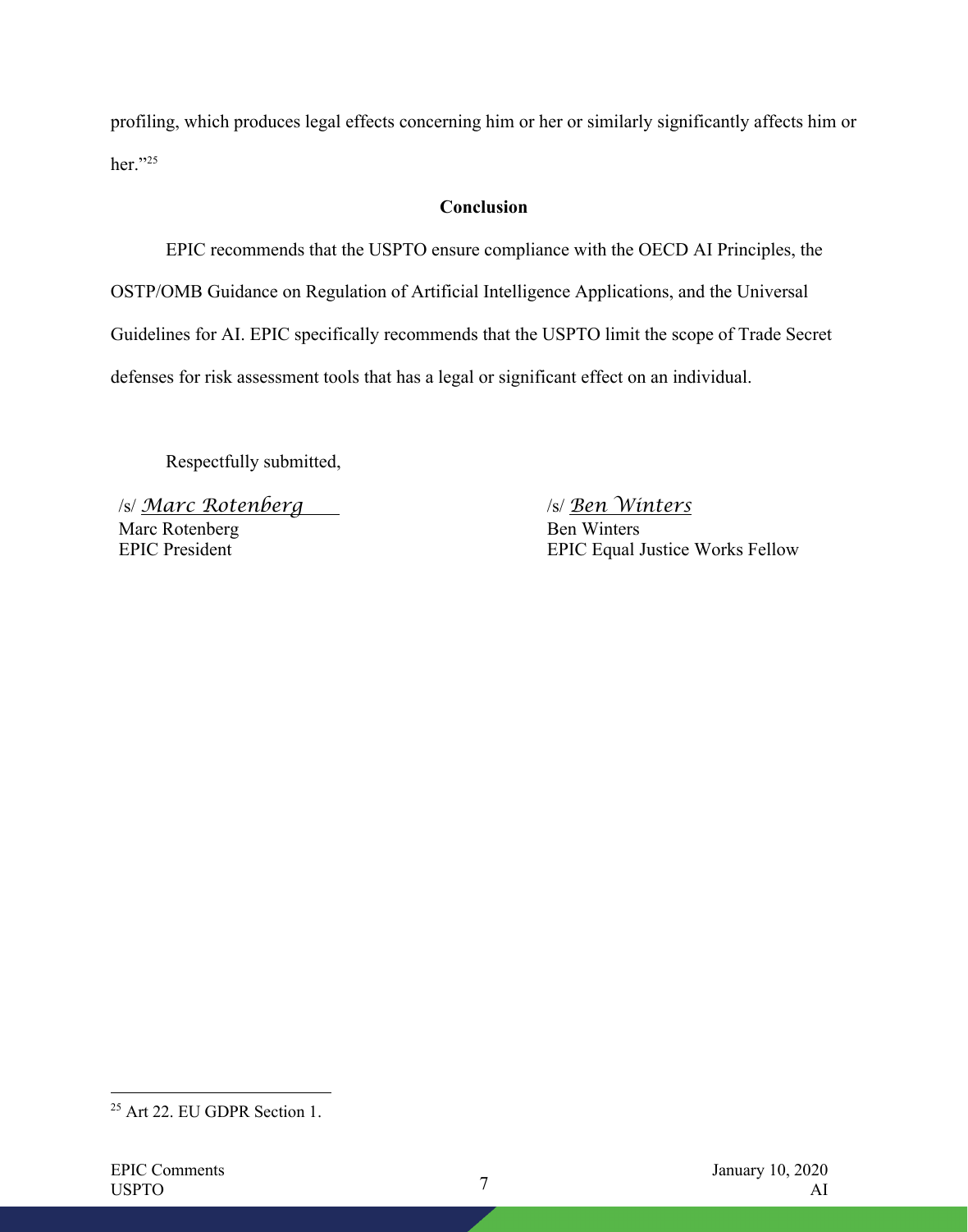profiling, which produces legal effects concerning him or her or similarly significantly affects him or her."[25]

**Conclusion**

EPIC recommends that the USPTO ensure compliance with the OECD AI Principles, the OSTP/OMB Guidance on Regulation of Artificial Intelligence Applications, and the Universal Guidelines for AI. EPIC specifically recommends that the USPTO limit the scope of Trade Secret defenses for risk assessment tools that has a legal or significant effect on an individual.

Respectfully submitted,

/s/ *Marc Rotenberg*
Marc Rotenberg
EPIC President

/s/ *Ben Winters*
Ben Winters
EPIC Equal Justice Works Fellow

---

[25] Art 22. EU GDPR Section 1.